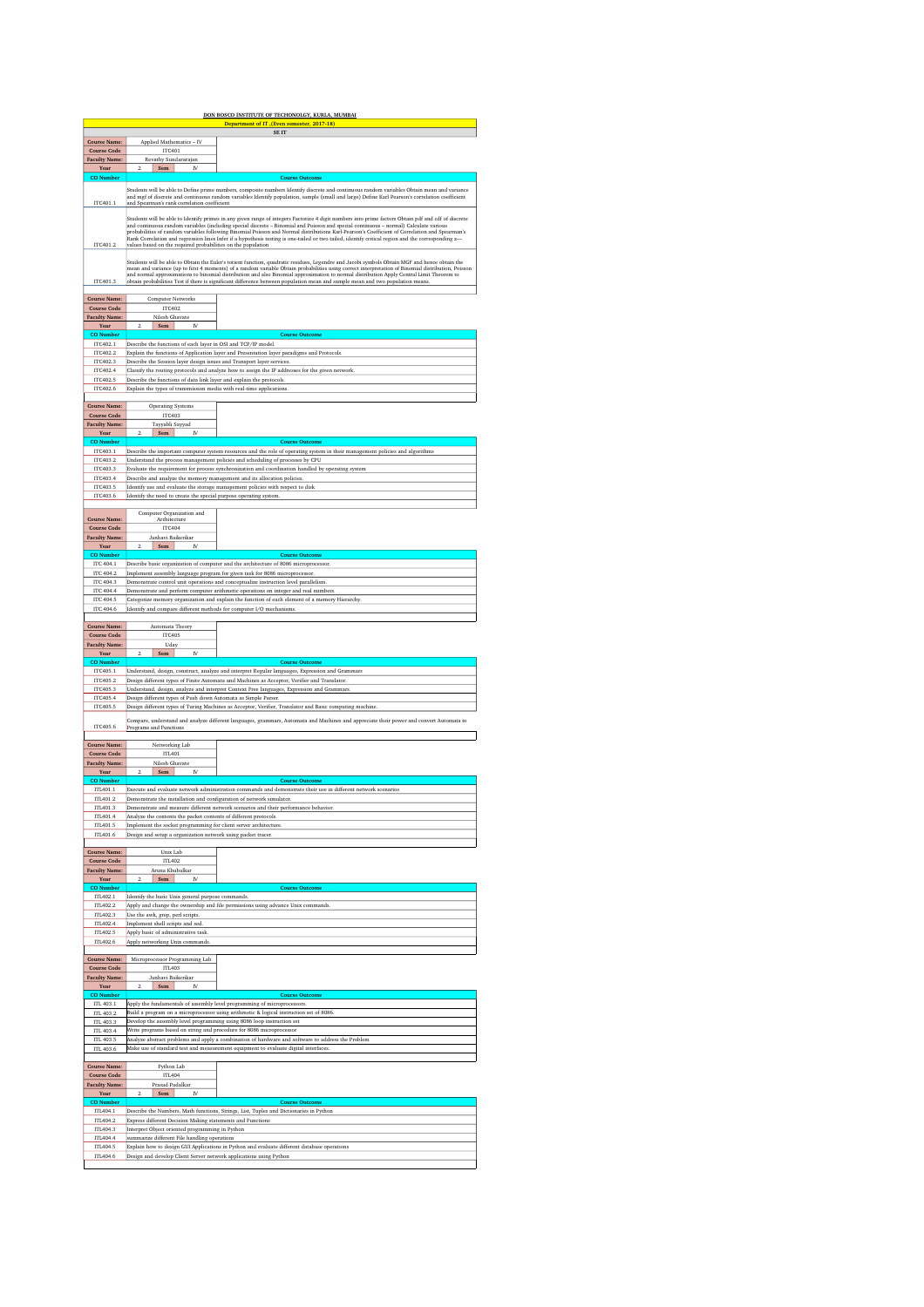# DON BOSCO INSTITUTE OF TECHONOLGY, KURLA, MUMBAI

## Department of IT (Even semester, 2017-18)

### SE IT

| Course Name: | Applied Mathematics – IV |
|---|---|
| Course Code | ITC401 |
| Faculty Name: | Revathy Sundararajan |
| Year | 2 Sem IV |

| CO Number | Course Outcome |
|---|---|
| ITC401.1 | Students will be able to Define prime numbers, composite numbers Identify discrete and continuous random variables Obtain mean and variance and mgf of discrete and continuous random variables Identify population, sample (small and large) Define Karl Pearson's correlation coefficient and Spearman's rank correlation coefficient |
| ITC401.2 | Students will be able to Identify primes in any given range of integers Factorize 4 digit numbers into prime factors Obtain pdf and cdf of discrete and continuous random variables (including special discrete – Binomial and Poisson and special continuous – normal) Calculate various probabilities of random variables following Binomial Poisson and Normal distributions Karl-Pearson's Coefficient of Correlation and Spearman's Rank Correlation and regression lines Infer if a hypothesis testing is one-tailed or two tailed, identify critical region and the corresponding z—values based on the required probabilities on the population |
| ITC401.3 | Students will be able to Obtain the Euler's totient function, quadratic residues, Legendre and Jacobi symbols Obtain MGF and hence obtain the mean and variance (up to first 4 moments) of a random variable Obtain probabilities using correct interpretation of Binomial distribution, Poisson and normal approximations to binomial distribution and also Binomial approximation to normal distribution Apply Central Limit Theorem to obtain probabilities Test if there is significant difference between population mean and sample mean and two population means. |

| Course Name: | Computer Networks |
|---|---|
| Course Code | ITC402 |
| Faculty Name: | Nilesh Ghavate |
| Year | 2 Sem IV |

| CO Number | Course Outcome |
|---|---|
| ITC402.1 | Describe the functions of each layer in OSI and TCP/IP model. |
| ITC402.2 | Explain the functions of Application layer and Presentation layer paradigms and Protocols. |
| ITC402.3 | Describe the Session layer design issues and Transport layer services. |
| ITC402.4 | Classify the routing protocols and analyze how to assign the IP addresses for the given network. |
| ITC402.5 | Describe the functions of data link layer and explain the protocols. |
| ITC402.6 | Explain the types of transmission media with real-time applications. |

| Course Name: | Operating Systems |
|---|---|
| Course Code | ITC403 |
| Faculty Name: | Tayyabi Sayyad |
| Year | 2 Sem IV |

| CO Number | Course Outcome |
|---|---|
| ITC403.1 | Describe the important computer system resources and the role of operating system in their management policies and algorithms |
| ITC403.2 | Understand the process management policies and scheduling of processes by CPU |
| ITC403.3 | Evaluate the requirement for process synchronization and coordination handled by operating system |
| ITC403.4 | Describe and analyze the memory management and its allocation policies. |
| ITC403.5 | Identify use and evaluate the storage management policies with respect to disk |
| ITC403.6 | Identify the need to create the special purpose operating system. |

| Course Name: | Computer Organization and Architecture |
|---|---|
| Course Code | ITC404 |
| Faculty Name: | Janhavi Baikerikar |
| Year | 2 Sem IV |

| CO Number | Course Outcome |
|---|---|
| ITC 404.1 | Describe basic organization of computer and the architecture of 8086 microprocessor. |
| ITC 404.2 | Implement assembly language program for given task for 8086 microprocessor. |
| ITC 404.3 | Demonstrate control unit operations and conceptualize instruction level parallelism. |
| ITC 404.4 | Demonstrate and perform computer arithmetic operations on integer and real numbers. |
| ITC 404.5 | Categorize memory organization and explain the function of each element of a memory Hierarchy. |
| ITC 404.6 | Identify and compare different methods for computer I/O mechanisms. |

| Course Name: | Automata Theory |
|---|---|
| Course Code | ITC405 |
| Faculty Name: | Uday |
| Year | 2 Sem IV |

| CO Number | Course Outcome |
|---|---|
| ITC405.1 | Understand, design, construct, analyze and interpret Regular languages, Expression and Grammars |
| ITC405.2 | Design different types of Finite Automata and Machines as Acceptor, Verifier and Translator. |
| ITC405.3 | Understand, design, analyze and interpret Context Free languages, Expression and Grammars. |
| ITC405.4 | Design different types of Push down Automata as Simple Parser. |
| ITC405.5 | Design different types of Turing Machines as Acceptor, Verifier, Translator and Basic computing machine. |
| ITC405.6 | Compare, understand and analyze different languages, grammars, Automata and Machines and appreciate their power and convert Automata to Programs and Functions |

| Course Name: | Networking Lab |
|---|---|
| Course Code | ITL401 |
| Faculty Name: | Nilesh Ghavate |
| Year | 2 Sem IV |

| CO Number | Course Outcome |
|---|---|
| ITL401.1 | Execute and evaluate network administration commands and demonstrate their use in different network scenarios |
| ITL401.2 | Demonstrate the installation and configuration of network simulator. |
| ITL401.3 | Demonstrate and measure different network scenarios and their performance behavior. |
| ITL401.4 | Analyze the contents the packet contents of different protocols. |
| ITL401.5 | Implement the socket programming for client server architecture. |
| ITL401.6 | Design and setup a organization network using packet tracer. |

| Course Name: | Unix Lab |
|---|---|
| Course Code | ITL402 |
| Faculty Name: | Aruna Khubalkar |
| Year | 2 Sem IV |

| CO Number | Course Outcome |
|---|---|
| ITL402.1 | Identify the basic Unix general purpose commands. |
| ITL402.2 | Apply and change the ownership and file permissions using advance Unix commands. |
| ITL402.3 | Use the awk, grep, perl scripts. |
| ITL402.4 | Implement shell scripts and sed. |
| ITL402.5 | Apply basic of administrative task. |
| ITL402.6 | Apply networking Unix commands. |

| Course Name: | Microprocessor Programming Lab |
|---|---|
| Course Code | ITL403 |
| Faculty Name: | Janhavi Baikerikar |
| Year | 2 Sem IV |

| CO Number | Course Outcome |
|---|---|
| ITL 403.1 | Apply the fundamentals of assembly level programming of microprocessors. |
| ITL 403.2 | Build a program on a microprocessor using arithmetic & logical instruction set of 8086. |
| ITL 403.3 | Develop the assembly level programming using 8086 loop instruction set |
| ITL 403.4 | Write programs based on string and procedure for 8086 microprocessor |
| ITL 403.5 | Analyze abstract problems and apply a combination of hardware and software to address the Problem |
| ITL 403.6 | Make use of standard test and measurement equipment to evaluate digital interfaces. |

| Course Name: | Python Lab |
|---|---|
| Course Code | ITL404 |
| Faculty Name: | Prasad Padalkar |
| Year | 2 Sem IV |

| CO Number | Course Outcome |
|---|---|
| ITL404.1 | Describe the Numbers, Math functions, Strings, List, Tuples and Dictionaries in Python |
| ITL404.2 | Express different Decision Making statements and Functions |
| ITL404.3 | Interpret Object oriented programming in Python |
| ITL404.4 | summarize different File handling operations |
| ITL404.5 | Explain how to design GUI Applications in Python and evaluate different database operations |
| ITL404.6 | Design and develop Client Server network applications using Python |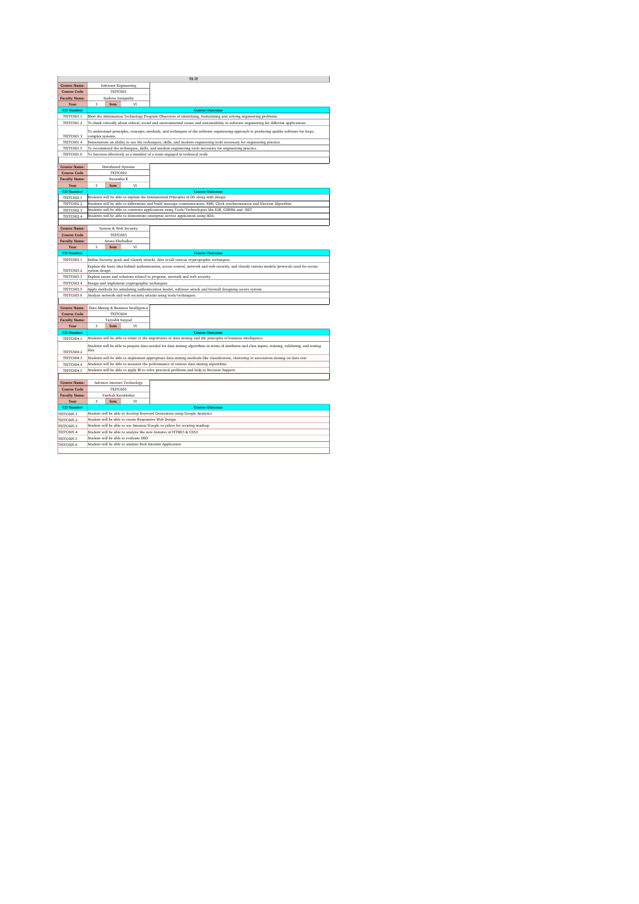# TE IT

| Course Name: | Software Engineering | | |
|---|---|---|---|
| Course Code | TEITC601 | | |
| Faculty Name: | Sushree Satapathy | | |
| Year | 3 | Sem | VI |

| CO Number | Course Outcome |
|---|---|
| TEITC601.1 | Meet the Information Technology Program Objectives of identifying, formulating and solving engineering problems. |
| TEITC601.2 | To think critically about ethical, social and environmental issues and sustainability in software engineering for different applications. |
| TEITC601.3 | To understand principles, concepts, methods, and techniques of the software engineering approach to producing quality software for large, complex systems. |
| TEITC601.4 | Demonstrate an ability to use the techniques, skills, and modern engineering tools necessary for engineering practice. |
| TEITC601.5 | To recommend the techniques, skills, and modern engineering tools necessary for engineering practice. |
| TEITC601.6 | To function effectively as a member of a team engaged in technical work. |

| Course Name: | Distributed Systems | | |
|---|---|---|---|
| Course Code | TEITC602 | | |
| Faculty Name: | Sunantha K | | |
| Year | 3 | Sem | VI |

| CO Number | Course Outcome |
|---|---|
| TEITC602.1 | Students will be able to explain the fundamental Principles of DS along with design. |
| TEITC602.2 | Students will be able to differentiate and build message communication, RMI, Clock synchronization and Election Algorithm. |
| TEITC602.3 | Students will be able to construct applications using Tools/Technologies like EJB, CORBA and .NET. |
| TEITC602.4 | Students will be able to demonstrate enterprise service application using SOA. |

| Course Name: | System & Web Security | | |
|---|---|---|---|
| Course Code | TEITC603 | | |
| Faculty Name: | Aruna Khubalkar | | |
| Year | 3 | Sem | VI |

| CO Number | Course Outcome |
|---|---|
| TEITC603.1 | Define Security goals and classify attacks. Also recall various cryptographic techniques. |
| TEITC603.2 | Explain the basic idea behind authentication, access control, network and web security, and classify various models/protocols used for secure system design. |
| TEITC603.3 | Explain issues and solutions related to program, network and web security. |
| TEITC603.4 | Design and implement cryptographic techniques. |
| TEITC603.5 | Apply methods for simulating authentication model, software attack and firewall designing secure system. |
| TEITC603.6 | Analyze network and web security attacks using tools/techniques. |

| Course Name: | Data Mining & Business Intelligence | | |
|---|---|---|---|
| Course Code | TEITC604 | | |
| Faculty Name: | Tayyabli Sayyad | | |
| Year | 3 | Sem | VI |

| CO Number | Course Outcome |
|---|---|
| TEITC604.1 | Students will be able to relate to the importance of data mining and the principles of business intelligence. |
| TEITC604.2 | Students will be able to prepare data needed for data mining algorithms in terms of attributes and class inputs, training, validating, and testing files. |
| TEITC604.3 | Students will be able to implement appropriate data mining methods like classification, clustering or association mining on data sets. |
| TEITC604.4 | Students will be able to measure the performance of various data mining algorithms. |
| TEITC604.5 | Students will be able to apply BI to solve practical problems and help in Decision Support. |

| Course Name: | Advance Internet Technology | | |
|---|---|---|---|
| Course Code | TEITC605 | | |
| Faculty Name: | Vaishali Kavathekar | | |
| Year | 3 | Sem | VI |

| CO Number | Course Outcome |
|---|---|
| TEITC605.1 | Student will be able to develop Keyword Generation using Google Analytics |
| TEITC605.2 | Student will be able to create Responsive Web Design. |
| TEITC605.3 | Student will be able to use Amazon/Google or yahoo for creating mashup. |
| TEITC605.4 | Student will be able to analyze the new features of HTML5 & CSS3 |
| TEITC605.5 | Student will be able to evaluate SEO |
| TEITC605.6 | Student will be able to analyze Rich Internet Application |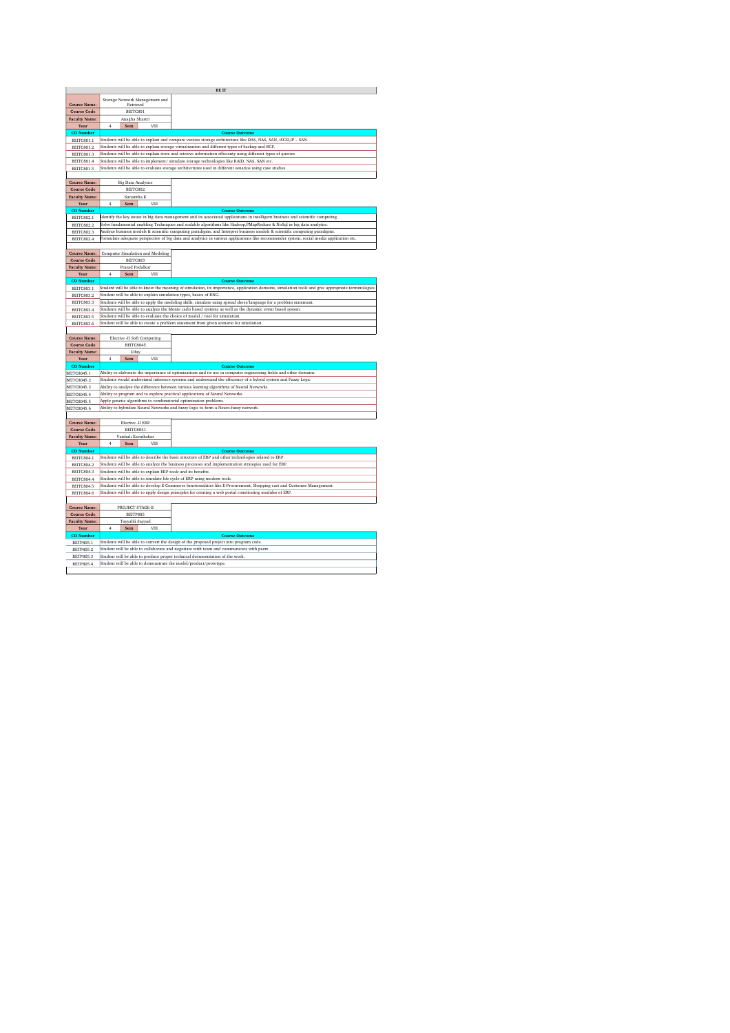# BE IT

| Course Name: | Storage Network Management and Retrieval |
|---|---|
| Course Code | BEITC801 |
| Faculty Name: | Anagha Shastri |
| Year | 4 Sem VIII |

| CO Number | Course Outcome |
|---|---|
| BEITC801.1 | Students will be able to explain and compare various storage architecture like DAS, NAS, SAN, iSCSI,IP – SAN. |
| BEITC801.2 | Students will be able to explain storage virtualization and different types of backup and BCP. |
| BEITC801.3 | Students will be able to explain store and retrieve information efficienty using different types of queries. |
| BEITC801.4 | Students will be able to implement/ simulate storage technologies like RAID, NAS, SAN etc. |
| BEITC801.5 | Students will be able to evaluate storage architectures used in different senarios using case studies. |

| Course Name: | Big Data Analytics |
|---|---|
| Course Code | BEITC802 |
| Faculty Name: | Sunandha K |
| Year | 4 Sem VIII |

| CO Number | Course Outcome |
|---|---|
| BEITC802.1 | Identify the key issues in big data management and its associated applications in intelligent business and scientific computing. |
| BEITC802.2 | Solve fundamental enabling Techniques and scalable algorithms like Hadoop,PMapReduce & NoSql in big data analytics. |
| BEITC802.3 | Analyze business models & scientific computing paradigms, and Interpret business models & scientific computing paradigms. |
| BEITC802.4 | Formulate adequate perspective of big data and analytics in various applications like recommender system, social media application etc. |

| Course Name: | Computer Simulation and Modeling |
|---|---|
| Course Code | BEITC803 |
| Faculty Name: | Prasad Padalkar |
| Year | 4 Sem VIII |

| CO Number | Course Outcome |
|---|---|
| BEITC803.1 | Student will be able to know the meaning of simulation, its importance, application domains, simulation tools and give appropriate terminologies. |
| BEITC803.2 | Student will be able to explain simulation types, basics of RNG. |
| BEITC803.3 | Students will be able to apply the modeling skills, simulate using spread sheet/language for a problem statement. |
| BEITC803.4 | Students will be able to analyze the Monte carlo based systems as well as the dynamic event based system. |
| BEITC803.5 | Students will be able to evaluate the choice of model / tool for simulation. |
| BEITC803.6 | Student will be able to create a problem statement from given scenario for simulation. |

| Course Name: | Elective -II Soft Computing |
|---|---|
| Course Code | BEITC8045 |
| Faculty Name: | Uday |
| Year | 4 Sem VIII |

| CO Number | Course Outcome |
|---|---|
| BEITC8045.1 | Ability to elaborate the importance of optimizations and its use in computer engineering fields and other domains. |
| BEITC8045.2 | Students would understand inference systems and understand the efficiency of a hybrid system and Fuzzy Logic |
| BEITC8045.3 | Ability to analyse the difference between various learning algorithms of Neural Networks. |
| BEITC8045.4 | Ability to program and to explore practical applications of Neural Networks. |
| BEITC8045.5 | Apply genetic algorithms to combinatorial optimization problems. |
| BEITC8045.6 | Ability to hybridize Neural Networks and fuzzy logic to form a Neuro-fuzzy network. |

| Course Name: | Elective -II ERP |
|---|---|
| Course Code | BEITC8041 |
| Faculty Name: | Vaishali Kavathekar |
| Year | 4 Sem VIII |

| CO Number | Course Outcome |
|---|---|
| BEITC804.1 | Students will be able to describe the basic structure of ERP and other technologies related to ERP. |
| BEITC804.2 | Students will be able to analyze the business processes and implementation strategies used for ERP. |
| BEITC804.3 | Students will be able to explain ERP tools and its benefits. |
| BEITC804.4 | Students will be able to simulate life cycle of ERP using modern tools. |
| BEITC804.5 | Students will be able to develop E-Commerce functionalities like E-Procurement, Shopping cart and Customer Management. |
| BEITC804.6 | Students will be able to apply design principles for creating a web portal constituting modules of ERP. |

| Course Name: | PROJECT STAGE-II |
|---|---|
| Course Code | BEITP805 |
| Faculty Name: | Tayyabli Sayyad |
| Year | 4 Sem VIII |

| CO Number | Course Outcome |
|---|---|
| BEITP805.1 | Students will be able to convert the design of the proposed project into program code. |
| BEITP805.2 | Student will be able to collaborate and negotiate with team and communicate with peers. |
| BEITP805.3 | Student will be able to produce proper technical documentation of the work. |
| BEITP805.4 | Student will be able to demonstrate the model/product/prototype. |